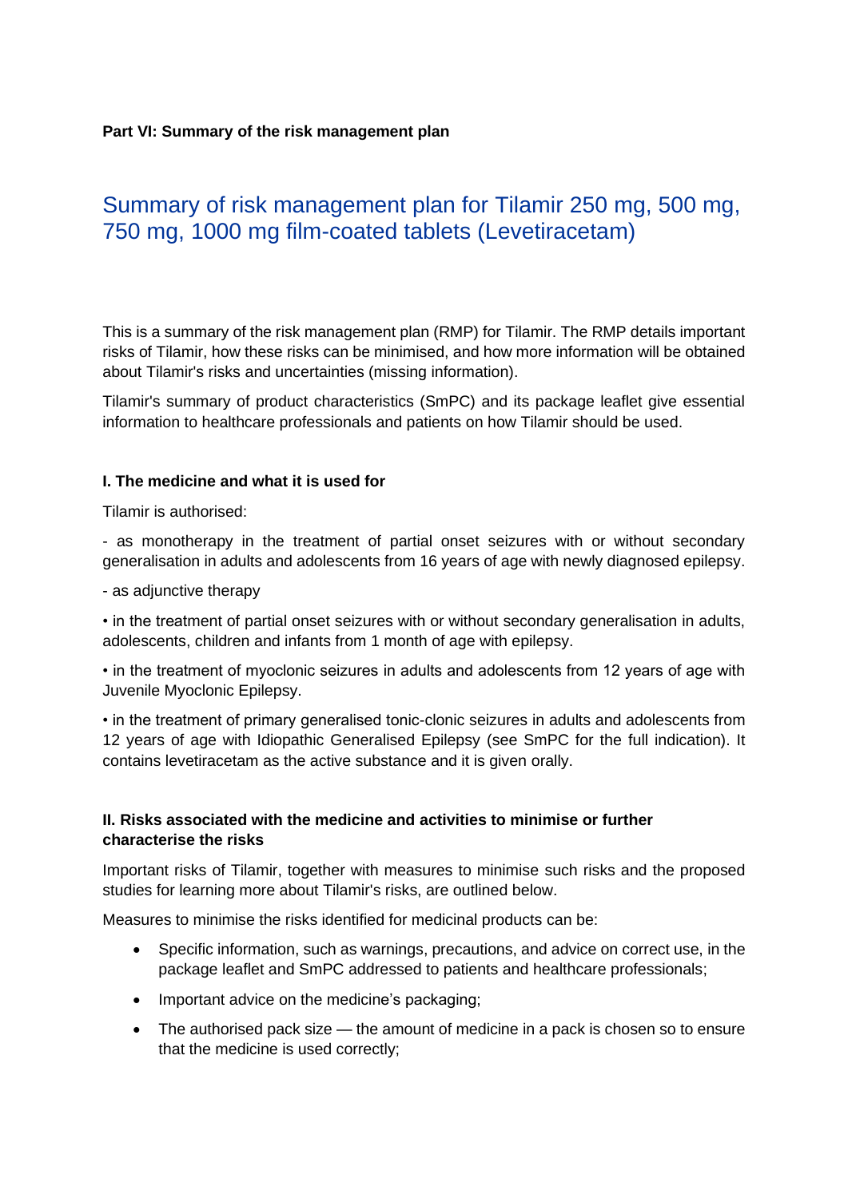**Part VI: Summary of the risk management plan**

# Summary of risk management plan for Tilamir 250 mg, 500 mg, 750 mg, 1000 mg film-coated tablets (Levetiracetam)

This is a summary of the risk management plan (RMP) for Tilamir. The RMP details important risks of Tilamir, how these risks can be minimised, and how more information will be obtained about Tilamir's risks and uncertainties (missing information).

Tilamir's summary of product characteristics (SmPC) and its package leaflet give essential information to healthcare professionals and patients on how Tilamir should be used.

### I. The medicine and what it is used for

Tilamir is authorised:

- as monotherapy in the treatment of partial onset seizures with or without secondary generalisation in adults and adolescents from 16 years of age with newly diagnosed epilepsy.

- as adjunctive therapy

• in the treatment of partial onset seizures with or without secondary generalisation in adults, adolescents, children and infants from 1 month of age with epilepsy.

• in the treatment of myoclonic seizures in adults and adolescents from 12 years of age with Juvenile Myoclonic Epilepsy.

• in the treatment of primary generalised tonic-clonic seizures in adults and adolescents from 12 years of age with Idiopathic Generalised Epilepsy (see SmPC for the full indication). It contains levetiracetam as the active substance and it is given orally.

### II. Risks associated with the medicine and activities to minimise or further characterise the risks

Important risks of Tilamir, together with measures to minimise such risks and the proposed studies for learning more about Tilamir's risks, are outlined below.

Measures to minimise the risks identified for medicinal products can be:

- Specific information, such as warnings, precautions, and advice on correct use, in the package leaflet and SmPC addressed to patients and healthcare professionals;
- Important advice on the medicine's packaging;
- The authorised pack size — the amount of medicine in a pack is chosen so to ensure that the medicine is used correctly;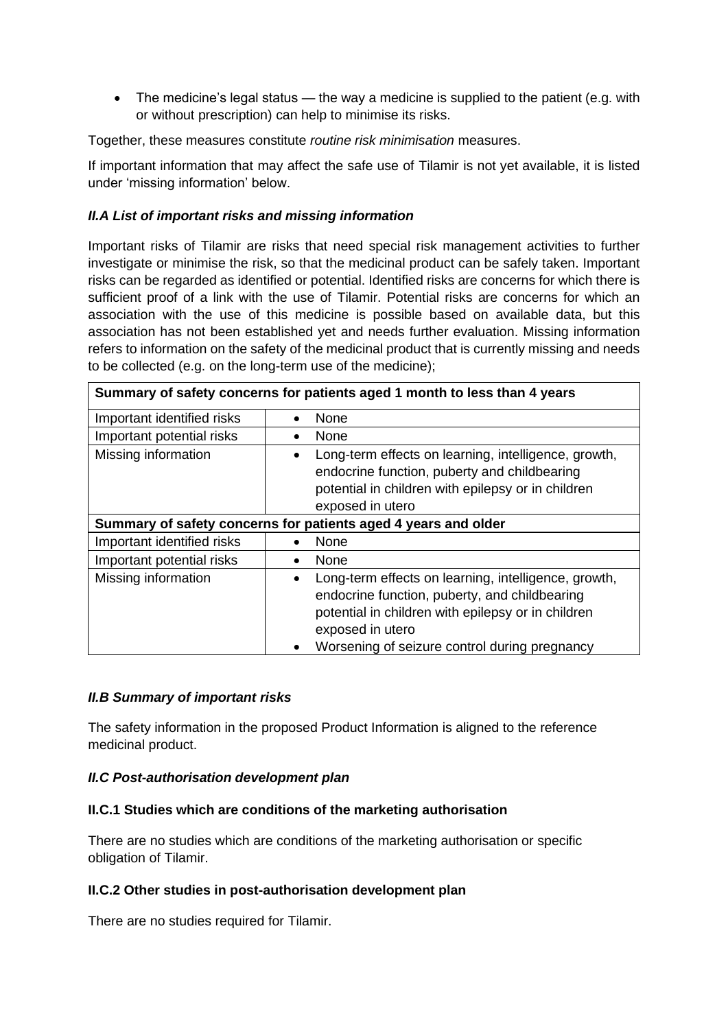- The medicine's legal status — the way a medicine is supplied to the patient (e.g. with or without prescription) can help to minimise its risks.

Together, these measures constitute *routine risk minimisation* measures.

If important information that may affect the safe use of Tilamir is not yet available, it is listed under 'missing information' below.

### *II.A List of important risks and missing information*

Important risks of Tilamir are risks that need special risk management activities to further investigate or minimise the risk, so that the medicinal product can be safely taken. Important risks can be regarded as identified or potential. Identified risks are concerns for which there is sufficient proof of a link with the use of Tilamir. Potential risks are concerns for which an association with the use of this medicine is possible based on available data, but this association has not been established yet and needs further evaluation. Missing information refers to information on the safety of the medicinal product that is currently missing and needs to be collected (e.g. on the long-term use of the medicine);

| **Summary of safety concerns for patients aged 1 month to less than 4 years** | |
|---|---|
| Important identified risks | • None |
| Important potential risks | • None |
| Missing information | • Long-term effects on learning, intelligence, growth, endocrine function, puberty and childbearing potential in children with epilepsy or in children exposed in utero |
| **Summary of safety concerns for patients aged 4 years and older** | |
| Important identified risks | • None |
| Important potential risks | • None |
| Missing information | • Long-term effects on learning, intelligence, growth, endocrine function, puberty, and childbearing potential in children with epilepsy or in children exposed in utero<br>• Worsening of seizure control during pregnancy |

### *II.B Summary of important risks*

The safety information in the proposed Product Information is aligned to the reference medicinal product.

### *II.C Post-authorisation development plan*

#### **II.C.1 Studies which are conditions of the marketing authorisation**

There are no studies which are conditions of the marketing authorisation or specific obligation of Tilamir.

#### **II.C.2 Other studies in post-authorisation development plan**

There are no studies required for Tilamir.